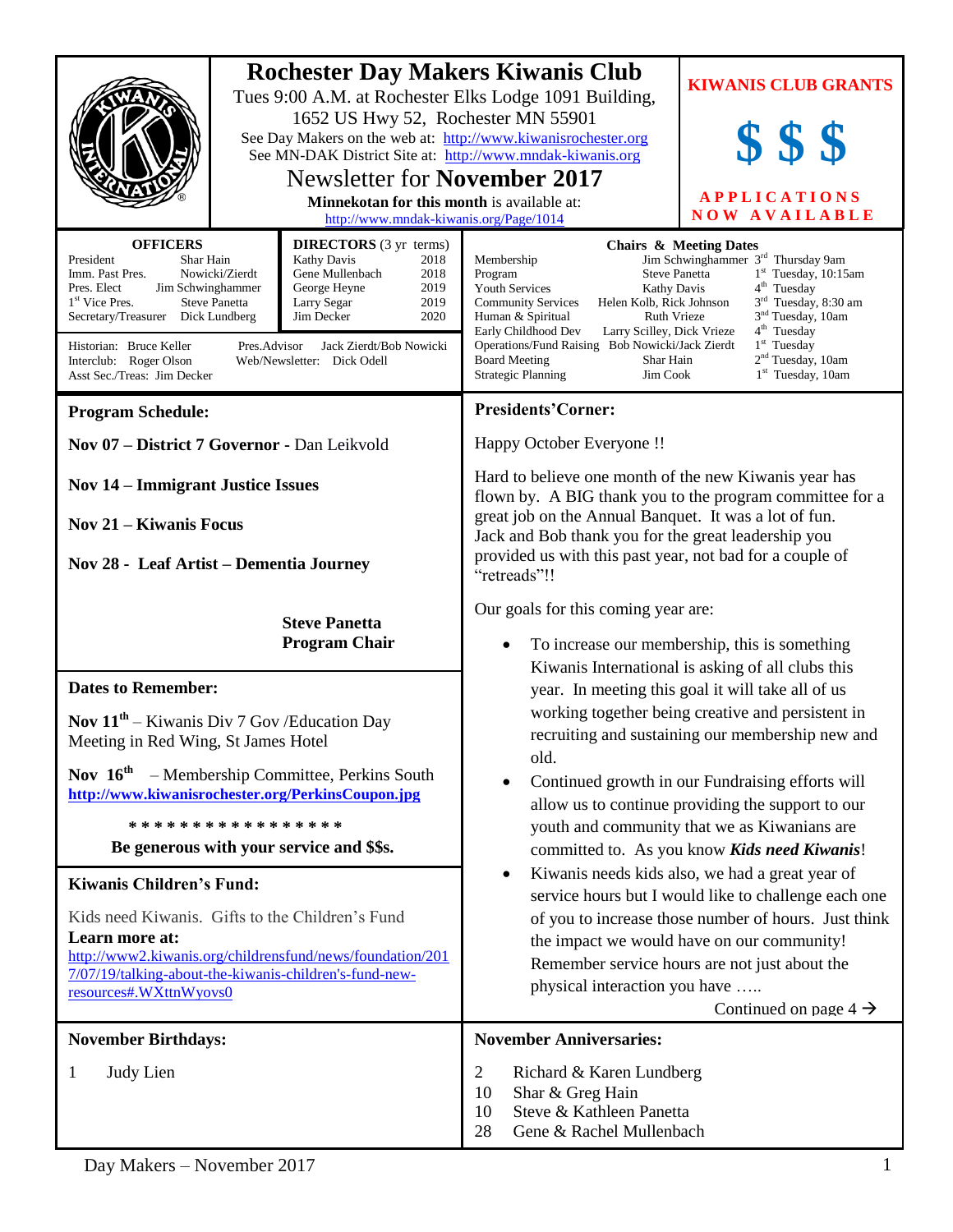# Rochester Day Makers Kiwanis Club

Tues 9:00 A.M. at Rochester Elks Lodge 1091 Building, 1652 US Hwy 52, Rochester MN 55901

See Day Makers on the web at: http://www.kiwanisrochester.org

See MN-DAK District Site at: http://www.mndak-kiwanis.org

## Newsletter for **November 2017**

**Minnekotan for this month** is available at: http://www.mndak-kiwanis.org/Page/1014

**KIWANIS CLUB GRANTS**

**$ $ $**

**APPLICATIONS NOW AVAILABLE**

### OFFICERS

| | |
|---|---|
| President | Shar Hain |
| Imm. Past Pres. | Nowicki/Zierdt |
| Pres. Elect | Jim Schwinghammer |
| 1st Vice Pres. | Steve Panetta |
| Secretary/Treasurer | Dick Lundberg |

### DIRECTORS (3 yr terms)

| | |
|---|---|
| Kathy Davis | 2018 |
| Gene Mullenbach | 2018 |
| George Heyne | 2019 |
| Larry Segar | 2019 |
| Jim Decker | 2020 |

Historian: Bruce Keller
Interclub: Roger Olson
Asst Sec./Treas: Jim Decker
Pres.Advisor: Jack Zierdt/Bob Nowicki
Web/Newsletter: Dick Odell

### Chairs & Meeting Dates

| Committee | Chair | Meeting |
|---|---|---|
| Membership | Jim Schwinghammer | 3rd Thursday 9am |
| Program | Steve Panetta | 1st Tuesday, 10:15am |
| Youth Services | Kathy Davis | 4th Tuesday |
| Community Services | Helen Kolb, Rick Johnson | 3rd Tuesday, 8:30 am |
| Human & Spiritual | Ruth Vrieze | 3nd Tuesday, 10am |
| Early Childhood Dev | Larry Scilley, Dick Vrieze | 4th Tuesday |
| Operations/Fund Raising | Bob Nowicki/Jack Zierdt | 1st Tuesday |
| Board Meeting | Shar Hain | 2nd Tuesday, 10am |
| Strategic Planning | Jim Cook | 1st Tuesday, 10am |

## Program Schedule:

**Nov 07 – District 7 Governor -** Dan Leikvold

**Nov 14 – Immigrant Justice Issues**

**Nov 21 – Kiwanis Focus**

**Nov 28 - Leaf Artist – Dementia Journey**

**Steve Panetta**
**Program Chair**

## Dates to Remember:

**Nov 11th** – Kiwanis Div 7 Gov /Education Day Meeting in Red Wing, St James Hotel

**Nov 16th** – Membership Committee, Perkins South
**http://www.kiwanisrochester.org/PerkinsCoupon.jpg**

**\* \* \* \* \* \* \* \* \* \* \* \* \* \* \* \***

**Be generous with your service and $$s.**

## Kiwanis Children's Fund:

Kids need Kiwanis. Gifts to the Children's Fund

**Learn more at:**
http://www2.kiwanis.org/childrensfund/news/foundation/2017/07/19/talking-about-the-kiwanis-children's-fund-new-resources#.WXttnWyovs0

## Presidents' Corner:

Happy October Everyone !!

Hard to believe one month of the new Kiwanis year has flown by. A BIG thank you to the program committee for a great job on the Annual Banquet. It was a lot of fun. Jack and Bob thank you for the great leadership you provided us with this past year, not bad for a couple of "retreads"!!

Our goals for this coming year are:

- To increase our membership, this is something Kiwanis International is asking of all clubs this year. In meeting this goal it will take all of us working together being creative and persistent in recruiting and sustaining our membership new and old.
- Continued growth in our Fundraising efforts will allow us to continue providing the support to our youth and community that we as Kiwanians are committed to. As you know ***Kids need Kiwanis***!
- Kiwanis needs kids also, we had a great year of service hours but I would like to challenge each one of you to increase those number of hours. Just think the impact we would have on our community! Remember service hours are not just about the physical interaction you have …..

Continued on page 4 →

## November Birthdays:

1 Judy Lien

## November Anniversaries:

2 Richard & Karen Lundberg
10 Shar & Greg Hain
10 Steve & Kathleen Panetta
28 Gene & Rachel Mullenbach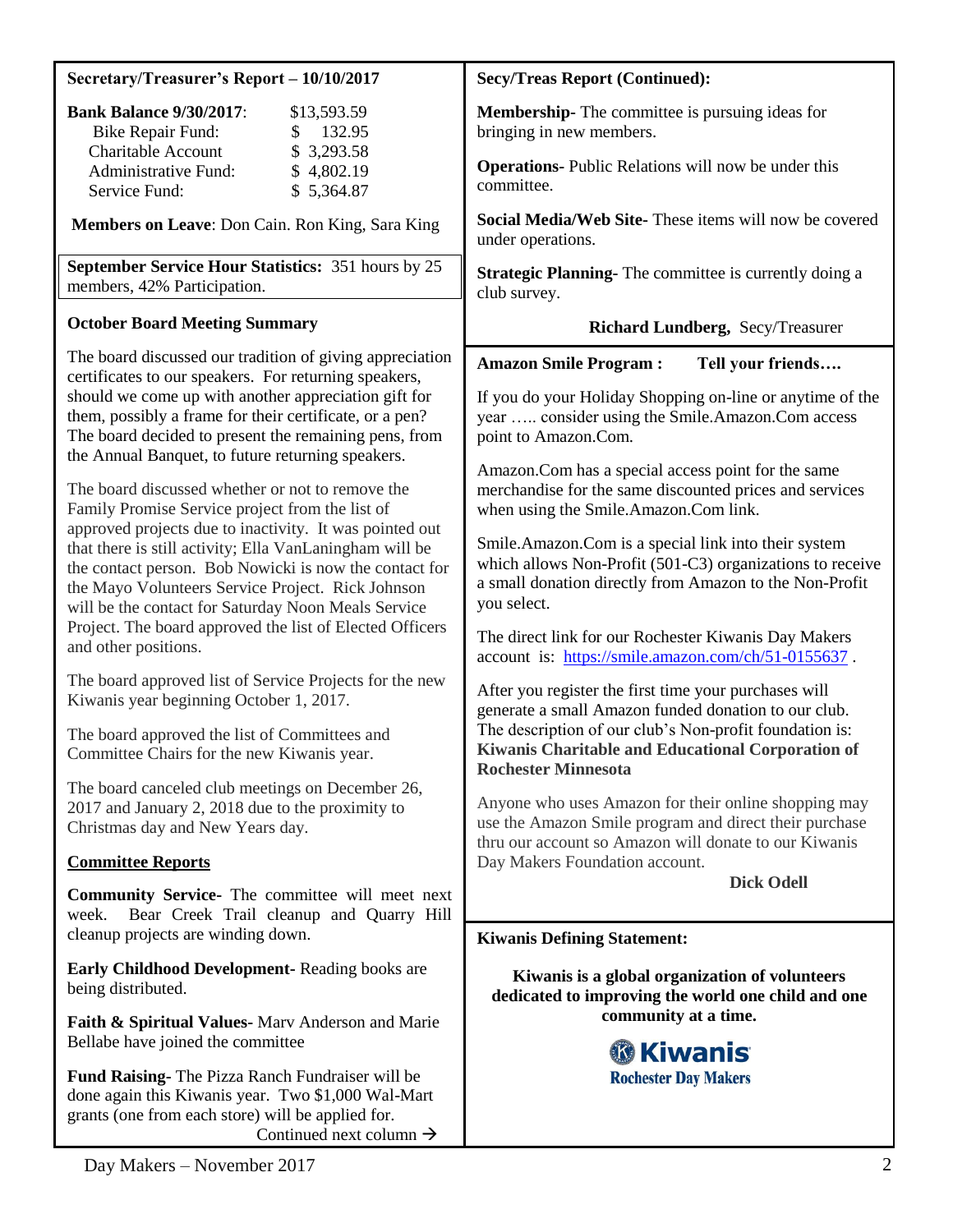### Secretary/Treasurer's Report – 10/10/2017

| **Bank Balance 9/30/2017**: | $13,593.59 |
|---|---|
| Bike Repair Fund: | $ 132.95 |
| Charitable Account | $ 3,293.58 |
| Administrative Fund: | $ 4,802.19 |
| Service Fund: | $ 5,364.87 |

**Members on Leave**: Don Cain. Ron King, Sara King

**September Service Hour Statistics:** 351 hours by 25 members, 42% Participation.

### October Board Meeting Summary

The board discussed our tradition of giving appreciation certificates to our speakers. For returning speakers, should we come up with another appreciation gift for them, possibly a frame for their certificate, or a pen? The board decided to present the remaining pens, from the Annual Banquet, to future returning speakers.

The board discussed whether or not to remove the Family Promise Service project from the list of approved projects due to inactivity. It was pointed out that there is still activity; Ella VanLaningham will be the contact person. Bob Nowicki is now the contact for the Mayo Volunteers Service Project. Rick Johnson will be the contact for Saturday Noon Meals Service Project. The board approved the list of Elected Officers and other positions.

The board approved list of Service Projects for the new Kiwanis year beginning October 1, 2017.

The board approved the list of Committees and Committee Chairs for the new Kiwanis year.

The board canceled club meetings on December 26, 2017 and January 2, 2018 due to the proximity to Christmas day and New Years day.

**Committee Reports**

**Community Service-** The committee will meet next week. Bear Creek Trail cleanup and Quarry Hill cleanup projects are winding down.

**Early Childhood Development-** Reading books are being distributed.

**Faith & Spiritual Values-** Marv Anderson and Marie Bellabe have joined the committee

**Fund Raising-** The Pizza Ranch Fundraiser will be done again this Kiwanis year. Two $1,000 Wal-Mart grants (one from each store) will be applied for.

Continued next column →

### Secy/Treas Report (Continued):

**Membership-** The committee is pursuing ideas for bringing in new members.

**Operations-** Public Relations will now be under this committee.

**Social Media/Web Site-** These items will now be covered under operations.

**Strategic Planning-** The committee is currently doing a club survey.

**Richard Lundberg,** Secy/Treasurer

### Amazon Smile Program : Tell your friends….

If you do your Holiday Shopping on-line or anytime of the year ….. consider using the Smile.Amazon.Com access point to Amazon.Com.

Amazon.Com has a special access point for the same merchandise for the same discounted prices and services when using the Smile.Amazon.Com link.

Smile.Amazon.Com is a special link into their system which allows Non-Profit (501-C3) organizations to receive a small donation directly from Amazon to the Non-Profit you select.

The direct link for our Rochester Kiwanis Day Makers account is: https://smile.amazon.com/ch/51-0155637 .

After you register the first time your purchases will generate a small Amazon funded donation to our club. The description of our club's Non-profit foundation is: **Kiwanis Charitable and Educational Corporation of Rochester Minnesota**

Anyone who uses Amazon for their online shopping may use the Amazon Smile program and direct their purchase thru our account so Amazon will donate to our Kiwanis Day Makers Foundation account.

**Dick Odell**

### Kiwanis Defining Statement:

**Kiwanis is a global organization of volunteers dedicated to improving the world one child and one community at a time.**

**Kiwanis**
**Rochester Day Makers**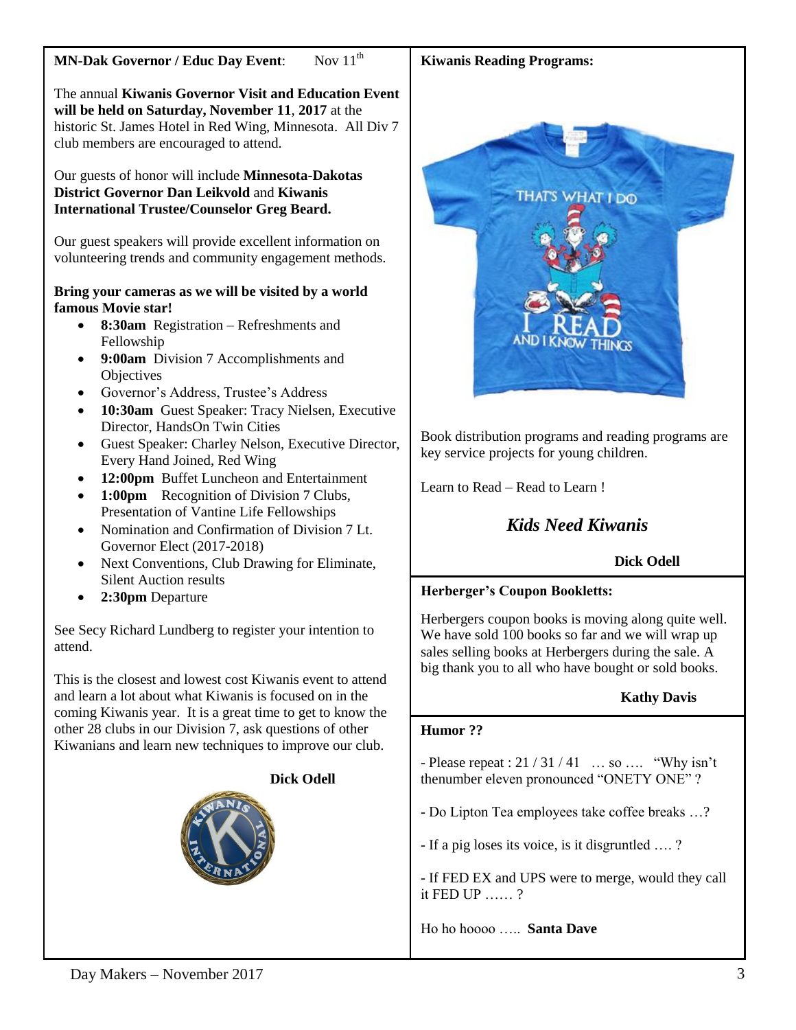**MN-Dak Governor / Educ Day Event:** Nov 11th

The annual **Kiwanis Governor Visit and Education Event will be held on Saturday, November 11**, **2017** at the historic St. James Hotel in Red Wing, Minnesota. All Div 7 club members are encouraged to attend.

Our guests of honor will include **Minnesota-Dakotas District Governor Dan Leikvold** and **Kiwanis International Trustee/Counselor Greg Beard.**

Our guest speakers will provide excellent information on volunteering trends and community engagement methods.

**Bring your cameras as we will be visited by a world famous Movie star!**

- **8:30am** Registration – Refreshments and Fellowship
- **9:00am** Division 7 Accomplishments and Objectives
- Governor's Address, Trustee's Address
- **10:30am** Guest Speaker: Tracy Nielsen, Executive Director, HandsOn Twin Cities
- Guest Speaker: Charley Nelson, Executive Director, Every Hand Joined, Red Wing
- **12:00pm** Buffet Luncheon and Entertainment
- **1:00pm** Recognition of Division 7 Clubs, Presentation of Vantine Life Fellowships
- Nomination and Confirmation of Division 7 Lt. Governor Elect (2017-2018)
- Next Conventions, Club Drawing for Eliminate, Silent Auction results
- **2:30pm** Departure

See Secy Richard Lundberg to register your intention to attend.

This is the closest and lowest cost Kiwanis event to attend and learn a lot about what Kiwanis is focused on in the coming Kiwanis year. It is a great time to get to know the other 28 clubs in our Division 7, ask questions of other Kiwanians and learn new techniques to improve our club.

**Dick Odell**

**Kiwanis Reading Programs:**

Book distribution programs and reading programs are key service projects for young children.

Learn to Read – Read to Learn !

***Kids Need Kiwanis***

**Dick Odell**

**Herberger's Coupon Bookletts:**

Herbergers coupon books is moving along quite well. We have sold 100 books so far and we will wrap up sales selling books at Herbergers during the sale. A big thank you to all who have bought or sold books.

**Kathy Davis**

**Humor ??**

- Please repeat : 21 / 31 / 41 … so …. "Why isn't thenumber eleven pronounced "ONETY ONE" ?

- Do Lipton Tea employees take coffee breaks …?

- If a pig loses its voice, is it disgruntled …. ?

- If FED EX and UPS were to merge, would they call it FED UP …… ?

Ho ho hoooo ….. **Santa Dave**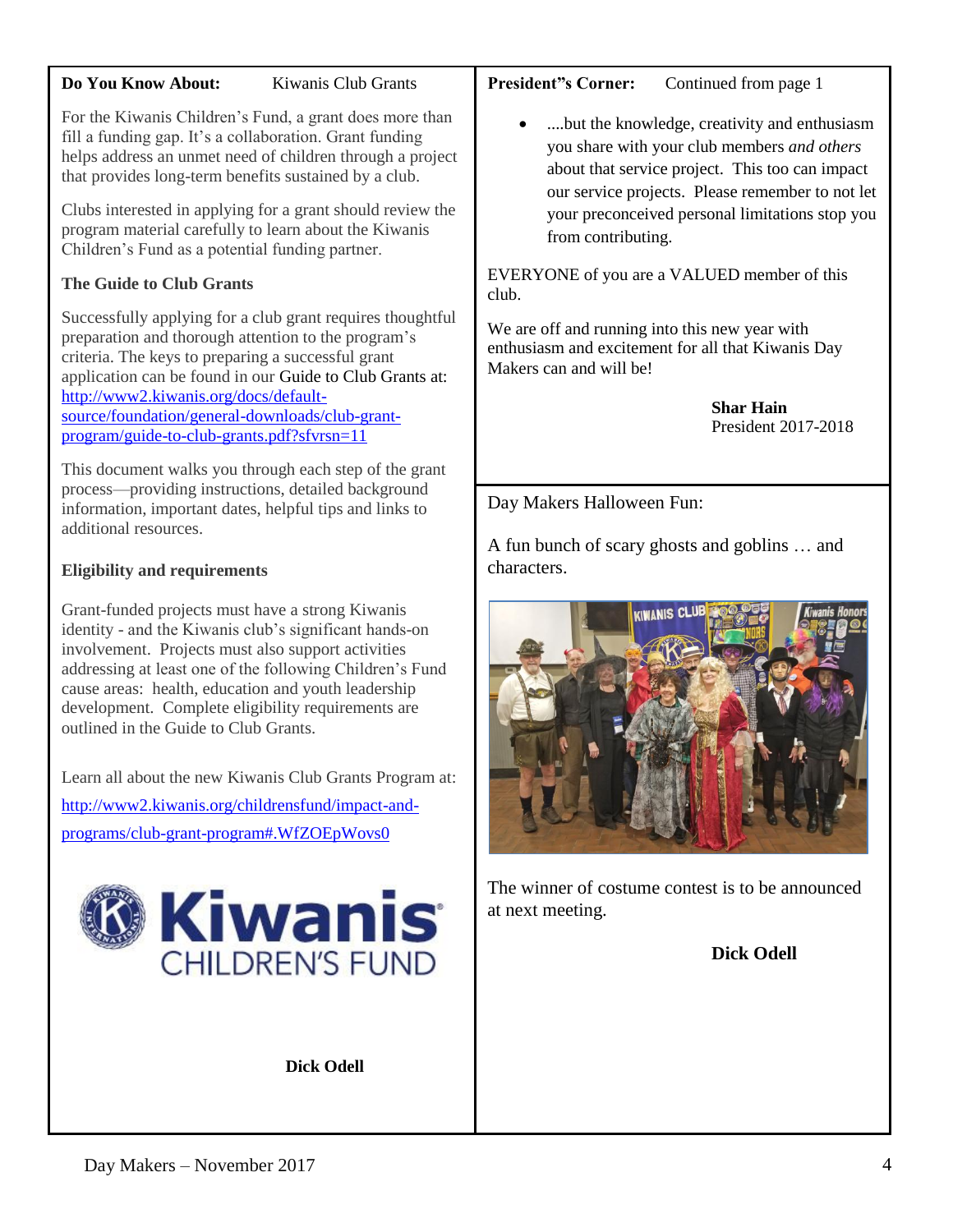**Do You Know About:** Kiwanis Club Grants

For the Kiwanis Children's Fund, a grant does more than fill a funding gap. It's a collaboration. Grant funding helps address an unmet need of children through a project that provides long-term benefits sustained by a club.

Clubs interested in applying for a grant should review the program material carefully to learn about the Kiwanis Children's Fund as a potential funding partner.

**The Guide to Club Grants**

Successfully applying for a club grant requires thoughtful preparation and thorough attention to the program's criteria. The keys to preparing a successful grant application can be found in our Guide to Club Grants at: http://www2.kiwanis.org/docs/default-source/foundation/general-downloads/club-grant-program/guide-to-club-grants.pdf?sfvrsn=11

This document walks you through each step of the grant process—providing instructions, detailed background information, important dates, helpful tips and links to additional resources.

**Eligibility and requirements**

Grant-funded projects must have a strong Kiwanis identity - and the Kiwanis club's significant hands-on involvement. Projects must also support activities addressing at least one of the following Children's Fund cause areas: health, education and youth leadership development. Complete eligibility requirements are outlined in the Guide to Club Grants.

Learn all about the new Kiwanis Club Grants Program at:

http://www2.kiwanis.org/childrensfund/impact-and-programs/club-grant-program#.WfZOEpWovs0

Kiwanis CHILDREN'S FUND

**Dick Odell**

**President"s Corner:** Continued from page 1

- ....but the knowledge, creativity and enthusiasm you share with your club members *and others* about that service project. This too can impact our service projects. Please remember to not let your preconceived personal limitations stop you from contributing.

EVERYONE of you are a VALUED member of this club.

We are off and running into this new year with enthusiasm and excitement for all that Kiwanis Day Makers can and will be!

**Shar Hain**
President 2017-2018

Day Makers Halloween Fun:

A fun bunch of scary ghosts and goblins … and characters.

The winner of costume contest is to be announced at next meeting.

**Dick Odell**